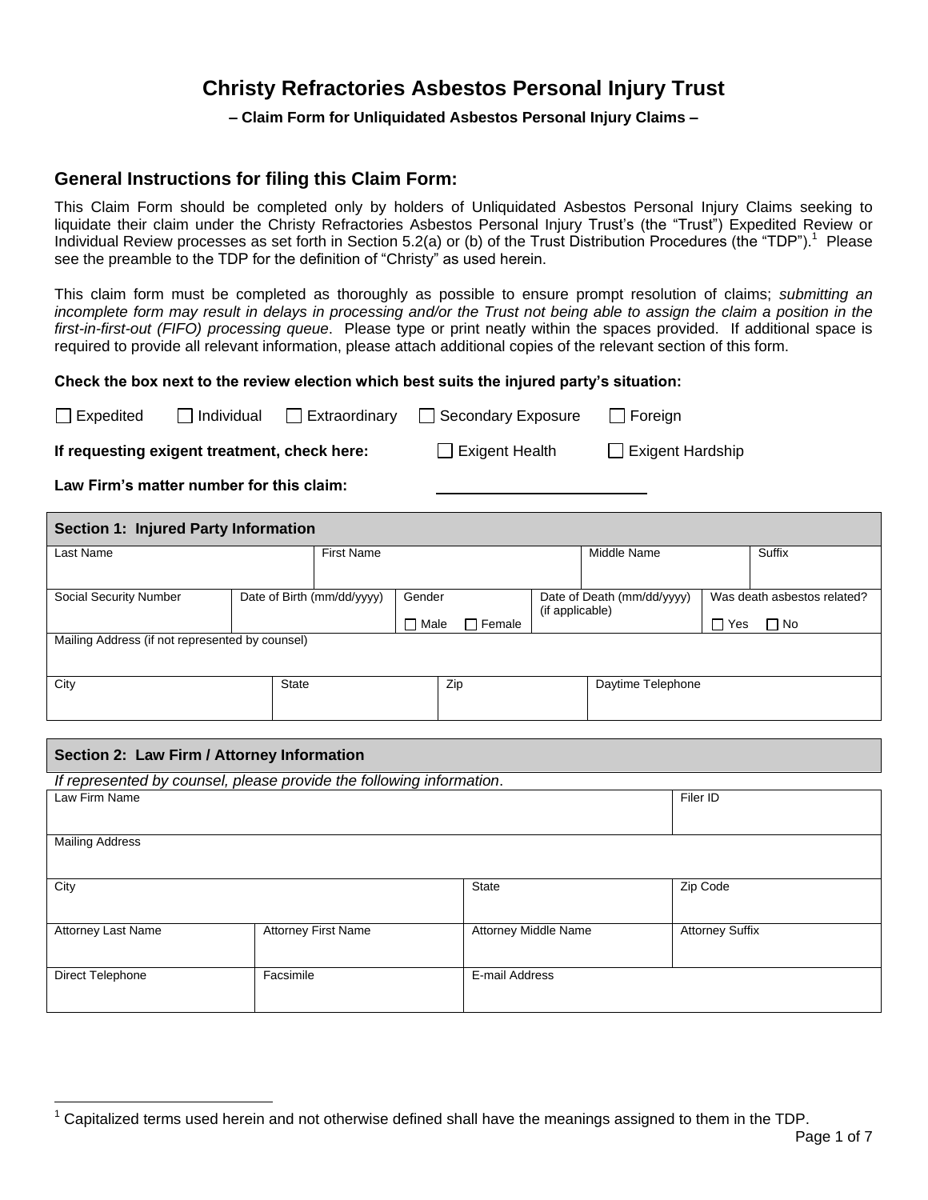# Christy Refractories Asbestos Personal Injury Trust

**– Claim Form for Unliquidated Asbestos Personal Injury Claims –**

## General Instructions for filing this Claim Form:

This Claim Form should be completed only by holders of Unliquidated Asbestos Personal Injury Claims seeking to liquidate their claim under the Christy Refractories Asbestos Personal Injury Trust's (the "Trust") Expedited Review or Individual Review processes as set forth in Section 5.2(a) or (b) of the Trust Distribution Procedures (the "TDP").[1] Please see the preamble to the TDP for the definition of "Christy" as used herein.

This claim form must be completed as thoroughly as possible to ensure prompt resolution of claims; *submitting an incomplete form may result in delays in processing and/or the Trust not being able to assign the claim a position in the first-in-first-out (FIFO) processing queue*. Please type or print neatly within the spaces provided. If additional space is required to provide all relevant information, please attach additional copies of the relevant section of this form.

**Check the box next to the review election which best suits the injured party's situation:**

☐ Expedited ☐ Individual ☐ Extraordinary ☐ Secondary Exposure ☐ Foreign

**If requesting exigent treatment, check here:** ☐ Exigent Health ☐ Exigent Hardship

**Law Firm's matter number for this claim:** ____________________

| **Section 1: Injured Party Information** | | | | | |
|---|---|---|---|---|---|
| Last Name | First Name | | | Middle Name | Suffix |
| Social Security Number | Date of Birth (mm/dd/yyyy) | Gender ☐ Male ☐ Female | Date of Death (mm/dd/yyyy) (if applicable) | Was death asbestos related? ☐ Yes ☐ No | |
| Mailing Address (if not represented by counsel) | | | | | |
| City | State | Zip | Daytime Telephone | | |

| **Section 2: Law Firm / Attorney Information** | | | |
|---|---|---|---|
| *If represented by counsel, please provide the following information*. | | | |
| Law Firm Name | | | Filer ID |
| Mailing Address | | | |
| City | | State | Zip Code |
| Attorney Last Name | Attorney First Name | Attorney Middle Name | Attorney Suffix |
| Direct Telephone | Facsimile | E-mail Address | |

[1] Capitalized terms used herein and not otherwise defined shall have the meanings assigned to them in the TDP.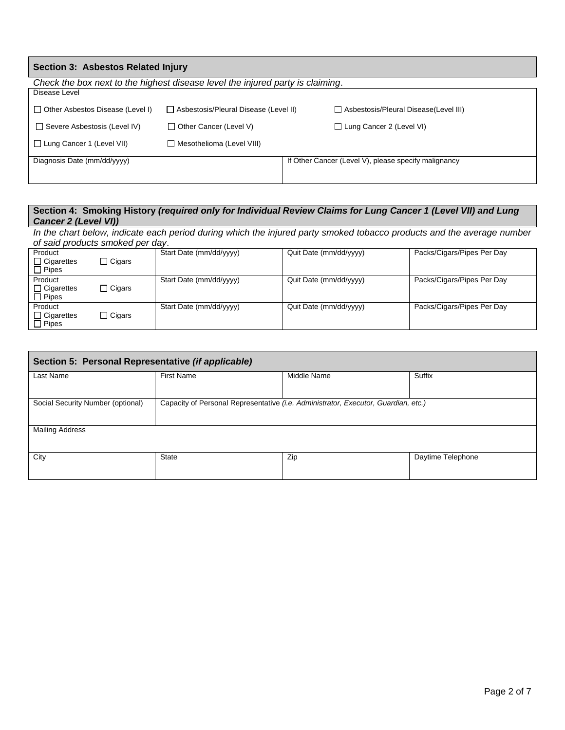## Section 3: Asbestos Related Injury

*Check the box next to the highest disease level the injured party is claiming*.

Disease Level

| | | |
|---|---|---|
| ☐ Other Asbestos Disease (Level I) | ☐ Asbestosis/Pleural Disease (Level II) | ☐ Asbestosis/Pleural Disease(Level III) |
| ☐ Severe Asbestosis (Level IV) | ☐ Other Cancer (Level V) | ☐ Lung Cancer 2 (Level VI) |
| ☐ Lung Cancer 1 (Level VII) | ☐ Mesothelioma (Level VIII) | |

| Diagnosis Date (mm/dd/yyyy) | If Other Cancer (Level V), please specify malignancy |
|---|---|
| | |

## Section 4: Smoking History *(required only for Individual Review Claims for Lung Cancer 1 (Level VII) and Lung Cancer 2 (Level VI))*

*In the chart below, indicate each period during which the injured party smoked tobacco products and the average number of said products smoked per day*.

| Product | Start Date (mm/dd/yyyy) | Quit Date (mm/dd/yyyy) | Packs/Cigars/Pipes Per Day |
|---|---|---|---|
| ☐ Cigarettes ☐ Cigars ☐ Pipes | | | |
| ☐ Cigarettes ☐ Cigars ☐ Pipes | | | |
| ☐ Cigarettes ☐ Cigars ☐ Pipes | | | |

## Section 5: Personal Representative *(if applicable)*

| Last Name | First Name | Middle Name | Suffix |
|---|---|---|---|
| | | | |

| Social Security Number (optional) | Capacity of Personal Representative *(i.e. Administrator, Executor, Guardian, etc.)* |
|---|---|
| | |

| Mailing Address |
|---|
| |

| City | State | Zip | Daytime Telephone |
|---|---|---|---|
| | | | |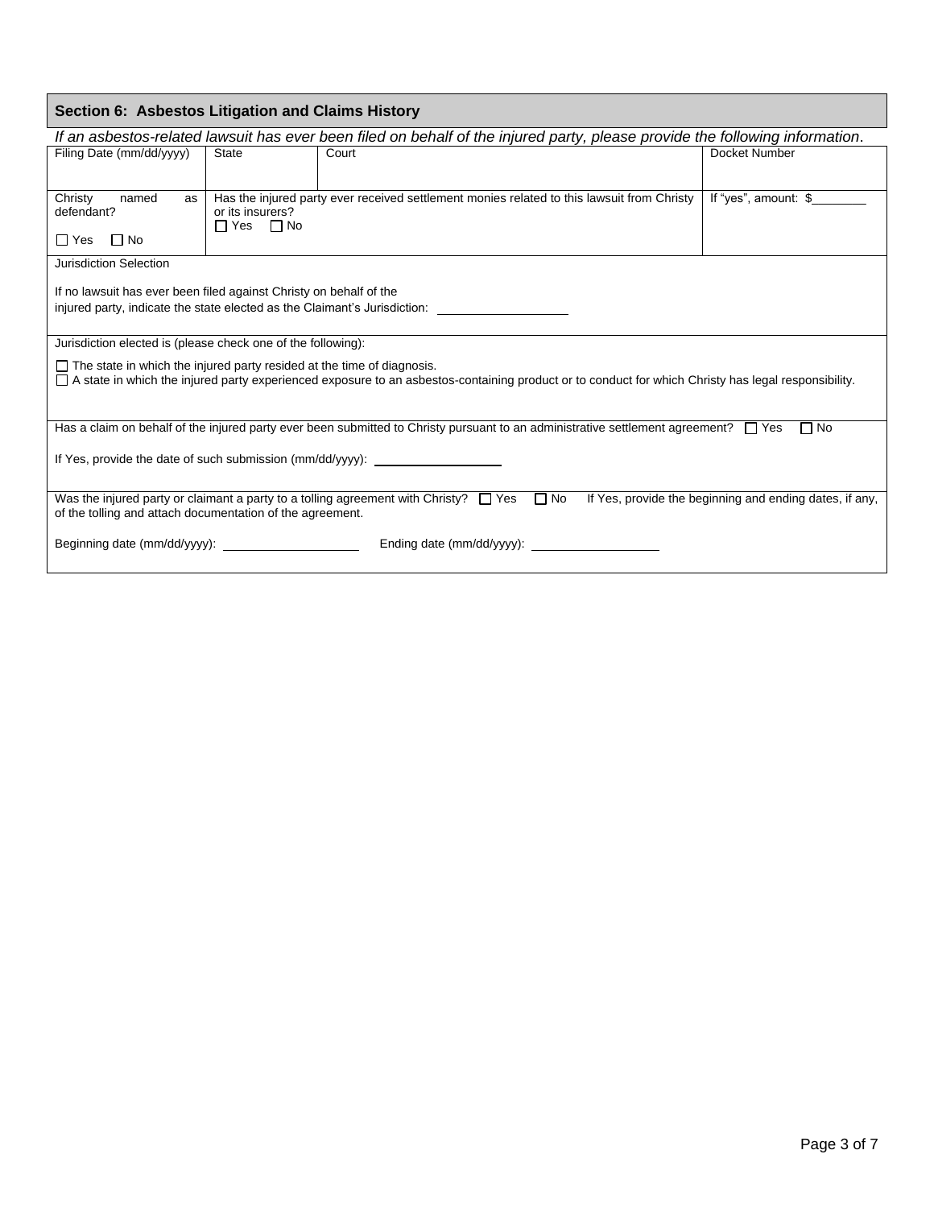## Section 6: Asbestos Litigation and Claims History

*If an asbestos-related lawsuit has ever been filed on behalf of the injured party, please provide the following information.*

| Filing Date (mm/dd/yyyy) | State | Court | Docket Number |
|---|---|---|---|
| | | | |
| Christy named as defendant? ☐ Yes ☐ No | Has the injured party ever received settlement monies related to this lawsuit from Christy or its insurers? ☐ Yes ☐ No | | If "yes", amount: $________ |

Jurisdiction Selection

If no lawsuit has ever been filed against Christy on behalf of the injured party, indicate the state elected as the Claimant's Jurisdiction: ____________________

Jurisdiction elected is (please check one of the following):

☐ The state in which the injured party resided at the time of diagnosis.
☐ A state in which the injured party experienced exposure to an asbestos-containing product or to conduct for which Christy has legal responsibility.

Has a claim on behalf of the injured party ever been submitted to Christy pursuant to an administrative settlement agreement? ☐ Yes ☐ No

If Yes, provide the date of such submission (mm/dd/yyyy): ____________________

Was the injured party or claimant a party to a tolling agreement with Christy? ☐ Yes ☐ No If Yes, provide the beginning and ending dates, if any, of the tolling and attach documentation of the agreement.

Beginning date (mm/dd/yyyy): ____________________ Ending date (mm/dd/yyyy): ____________________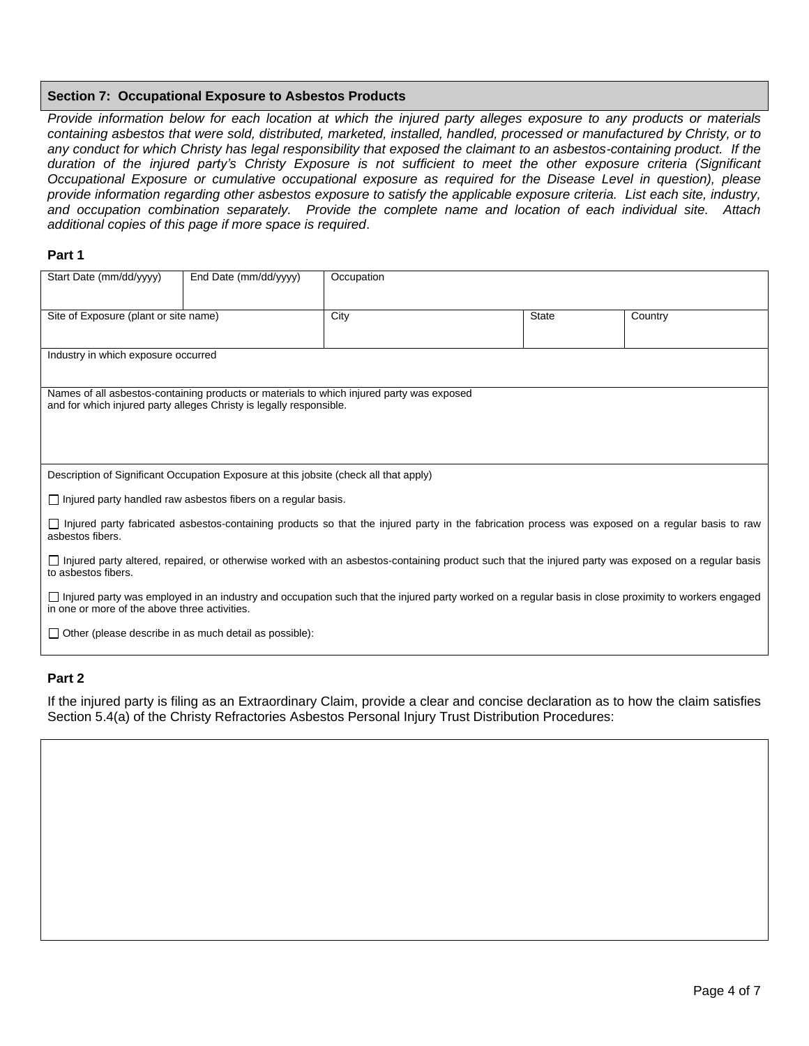## Section 7: Occupational Exposure to Asbestos Products

*Provide information below for each location at which the injured party alleges exposure to any products or materials containing asbestos that were sold, distributed, marketed, installed, handled, processed or manufactured by Christy, or to any conduct for which Christy has legal responsibility that exposed the claimant to an asbestos-containing product. If the duration of the injured party's Christy Exposure is not sufficient to meet the other exposure criteria (Significant Occupational Exposure or cumulative occupational exposure as required for the Disease Level in question), please provide information regarding other asbestos exposure to satisfy the applicable exposure criteria. List each site, industry, and occupation combination separately. Provide the complete name and location of each individual site. Attach additional copies of this page if more space is required*.

### Part 1

| Start Date (mm/dd/yyyy) | End Date (mm/dd/yyyy) | Occupation | | |
|---|---|---|---|---|
| Site of Exposure (plant or site name) | | City | State | Country |
| Industry in which exposure occurred | | | | |
| Names of all asbestos-containing products or materials to which injured party was exposed and for which injured party alleges Christy is legally responsible. | | | | |

Description of Significant Occupation Exposure at this jobsite (check all that apply)

☐ Injured party handled raw asbestos fibers on a regular basis.

☐ Injured party fabricated asbestos-containing products so that the injured party in the fabrication process was exposed on a regular basis to raw asbestos fibers.

☐ Injured party altered, repaired, or otherwise worked with an asbestos-containing product such that the injured party was exposed on a regular basis to asbestos fibers.

☐ Injured party was employed in an industry and occupation such that the injured party worked on a regular basis in close proximity to workers engaged in one or more of the above three activities.

☐ Other (please describe in as much detail as possible):

### Part 2

If the injured party is filing as an Extraordinary Claim, provide a clear and concise declaration as to how the claim satisfies Section 5.4(a) of the Christy Refractories Asbestos Personal Injury Trust Distribution Procedures: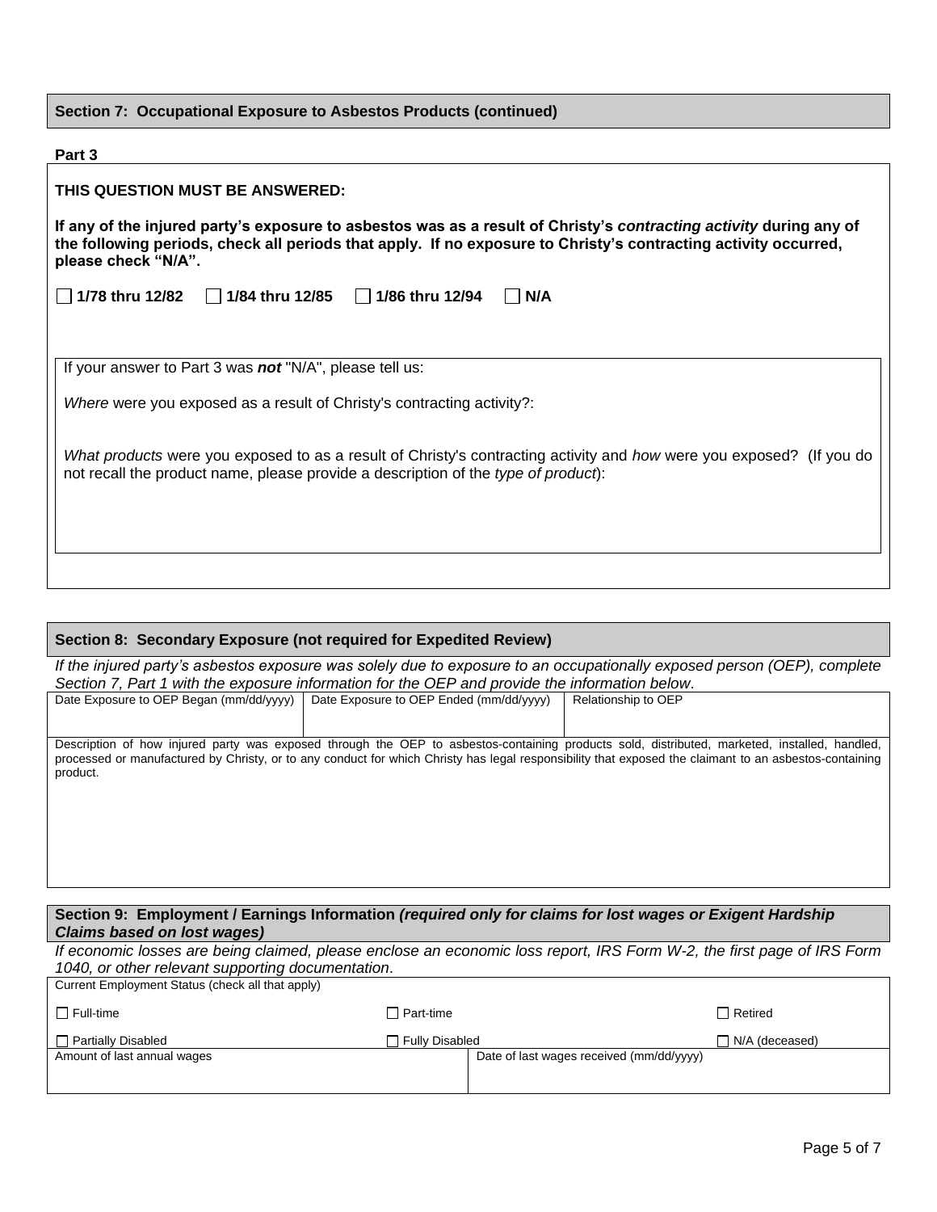## Section 7: Occupational Exposure to Asbestos Products (continued)

**Part 3**

**THIS QUESTION MUST BE ANSWERED:**

**If any of the injured party's exposure to asbestos was as a result of Christy's *contracting activity* during any of the following periods, check all periods that apply. If no exposure to Christy's contracting activity occurred, please check "N/A".**

☐ **1/78 thru 12/82** ☐ **1/84 thru 12/85** ☐ **1/86 thru 12/94** ☐ **N/A**

If your answer to Part 3 was ***not*** "N/A", please tell us:

*Where* were you exposed as a result of Christy's contracting activity?:

*What products* were you exposed to as a result of Christy's contracting activity and *how* were you exposed? (If you do not recall the product name, please provide a description of the *type of product*):

## Section 8: Secondary Exposure (not required for Expedited Review)

*If the injured party's asbestos exposure was solely due to exposure to an occupationally exposed person (OEP), complete Section 7, Part 1 with the exposure information for the OEP and provide the information below.*

| Date Exposure to OEP Began (mm/dd/yyyy) | Date Exposure to OEP Ended (mm/dd/yyyy) | Relationship to OEP |
|---|---|---|
| | | |

Description of how injured party was exposed through the OEP to asbestos-containing products sold, distributed, marketed, installed, handled, processed or manufactured by Christy, or to any conduct for which Christy has legal responsibility that exposed the claimant to an asbestos-containing product.

## Section 9: Employment / Earnings Information *(required only for claims for lost wages or Exigent Hardship Claims based on lost wages)*

*If economic losses are being claimed, please enclose an economic loss report, IRS Form W-2, the first page of IRS Form 1040, or other relevant supporting documentation.*

Current Employment Status (check all that apply)

| | | |
|---|---|---|
| ☐ Full-time | ☐ Part-time | ☐ Retired |
| ☐ Partially Disabled | ☐ Fully Disabled | ☐ N/A (deceased) |

| Amount of last annual wages | Date of last wages received (mm/dd/yyyy) |
|---|---|
| | |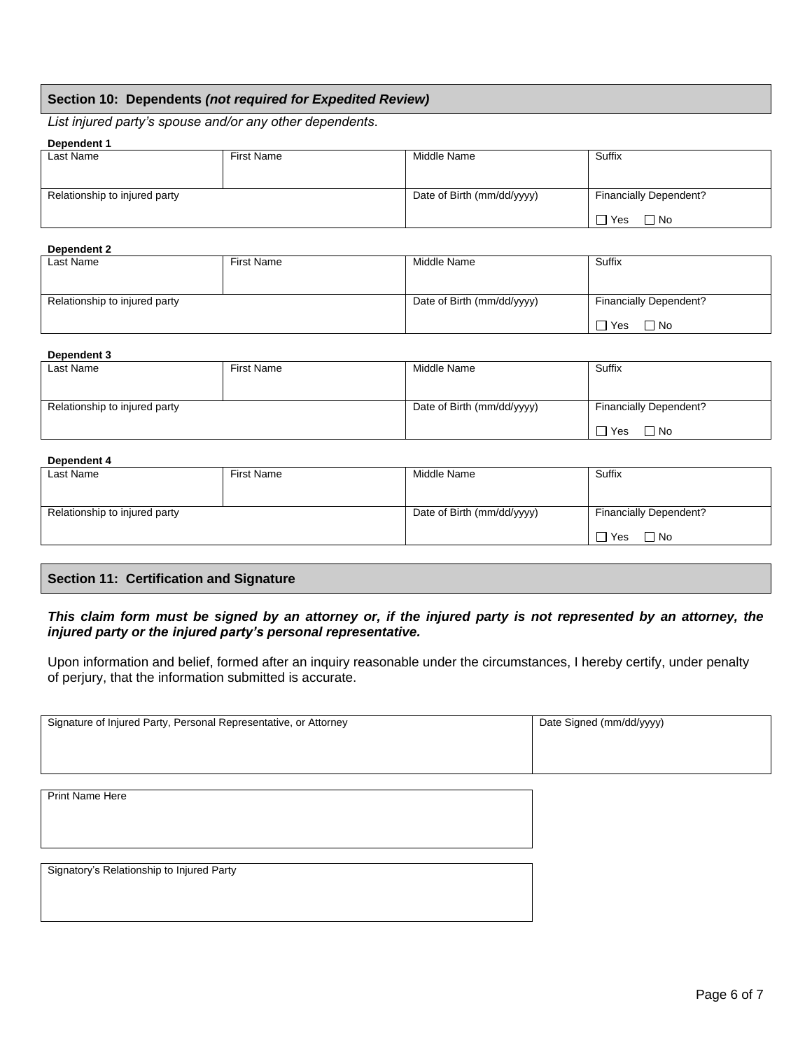## Section 10: Dependents *(not required for Expedited Review)*

*List injured party's spouse and/or any other dependents.*

**Dependent 1**

| Last Name | First Name | Middle Name | Suffix |
|---|---|---|---|
| | | | |
| Relationship to injured party | | Date of Birth (mm/dd/yyyy) | Financially Dependent? ☐ Yes ☐ No |

**Dependent 2**

| Last Name | First Name | Middle Name | Suffix |
|---|---|---|---|
| | | | |
| Relationship to injured party | | Date of Birth (mm/dd/yyyy) | Financially Dependent? ☐ Yes ☐ No |

**Dependent 3**

| Last Name | First Name | Middle Name | Suffix |
|---|---|---|---|
| | | | |
| Relationship to injured party | | Date of Birth (mm/dd/yyyy) | Financially Dependent? ☐ Yes ☐ No |

**Dependent 4**

| Last Name | First Name | Middle Name | Suffix |
|---|---|---|---|
| | | | |
| Relationship to injured party | | Date of Birth (mm/dd/yyyy) | Financially Dependent? ☐ Yes ☐ No |

## Section 11: Certification and Signature

***This claim form must be signed by an attorney or, if the injured party is not represented by an attorney, the injured party or the injured party's personal representative.***

Upon information and belief, formed after an inquiry reasonable under the circumstances, I hereby certify, under penalty of perjury, that the information submitted is accurate.

| Signature of Injured Party, Personal Representative, or Attorney | Date Signed (mm/dd/yyyy) |
|---|---|
| | |

| Print Name Here |
|---|
| |

| Signatory's Relationship to Injured Party |
|---|
| |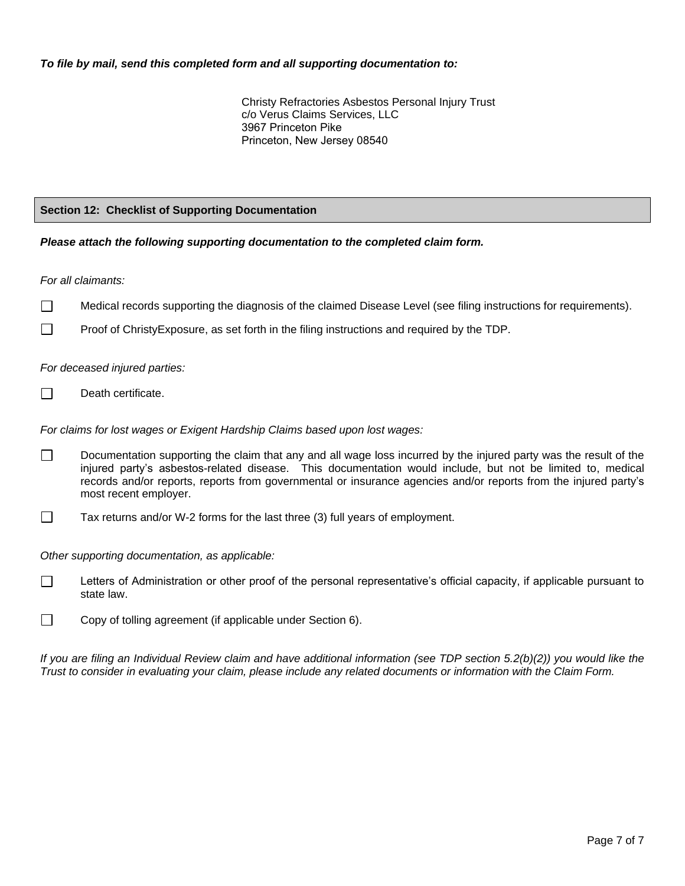***To file by mail, send this completed form and all supporting documentation to:***

Christy Refractories Asbestos Personal Injury Trust
c/o Verus Claims Services, LLC
3967 Princeton Pike
Princeton, New Jersey 08540

## Section 12: Checklist of Supporting Documentation

***Please attach the following supporting documentation to the completed claim form.***

*For all claimants:*

- ☐ Medical records supporting the diagnosis of the claimed Disease Level (see filing instructions for requirements).
- ☐ Proof of ChristyExposure, as set forth in the filing instructions and required by the TDP.

*For deceased injured parties:*

- ☐ Death certificate.

*For claims for lost wages or Exigent Hardship Claims based upon lost wages:*

- ☐ Documentation supporting the claim that any and all wage loss incurred by the injured party was the result of the injured party's asbestos-related disease. This documentation would include, but not be limited to, medical records and/or reports, reports from governmental or insurance agencies and/or reports from the injured party's most recent employer.
- ☐ Tax returns and/or W-2 forms for the last three (3) full years of employment.

*Other supporting documentation, as applicable:*

- ☐ Letters of Administration or other proof of the personal representative's official capacity, if applicable pursuant to state law.
- ☐ Copy of tolling agreement (if applicable under Section 6).

*If you are filing an Individual Review claim and have additional information (see TDP section 5.2(b)(2)) you would like the Trust to consider in evaluating your claim, please include any related documents or information with the Claim Form.*